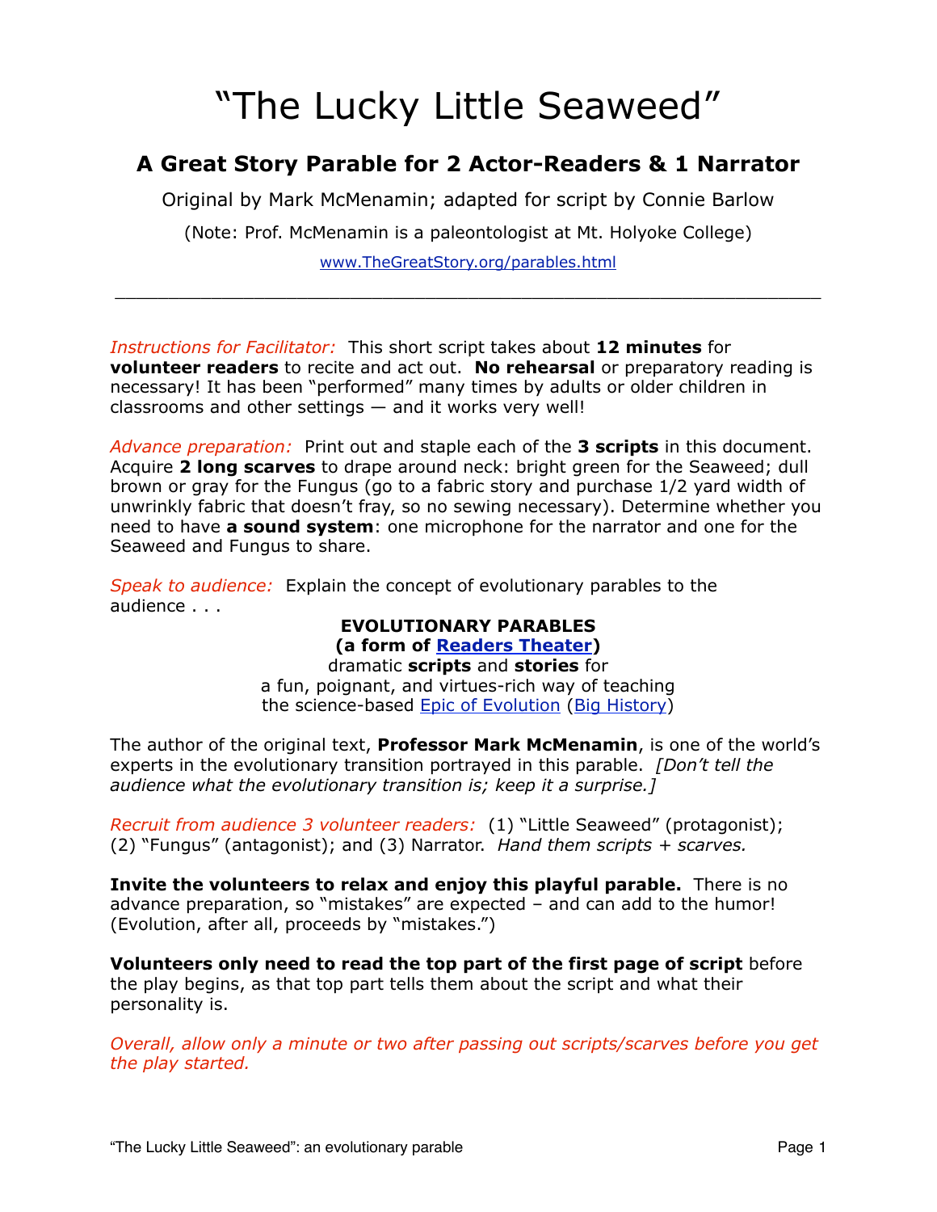# "The Lucky Little Seaweed"

## A Great Story Parable for 2 Actor-Readers & 1 Narrator

Original by Mark McMenamin; adapted for script by Connie Barlow

(Note: Prof. McMenamin is a paleontologist at Mt. Holyoke College)

www.TheGreatStory.org/parables.html

---

*Instructions for Facilitator:* This short script takes about **12 minutes** for **volunteer readers** to recite and act out. **No rehearsal** or preparatory reading is necessary! It has been "performed" many times by adults or older children in classrooms and other settings — and it works very well!

*Advance preparation:* Print out and staple each of the **3 scripts** in this document. Acquire **2 long scarves** to drape around neck: bright green for the Seaweed; dull brown or gray for the Fungus (go to a fabric story and purchase 1/2 yard width of unwrinkly fabric that doesn't fray, so no sewing necessary). Determine whether you need to have **a sound system**: one microphone for the narrator and one for the Seaweed and Fungus to share.

*Speak to audience:* Explain the concept of evolutionary parables to the audience . . .

**EVOLUTIONARY PARABLES**
**(a form of Readers Theater)**
dramatic **scripts** and **stories** for
a fun, poignant, and virtues-rich way of teaching
the science-based Epic of Evolution (Big History)

The author of the original text, **Professor Mark McMenamin**, is one of the world's experts in the evolutionary transition portrayed in this parable. *[Don't tell the audience what the evolutionary transition is; keep it a surprise.]*

*Recruit from audience 3 volunteer readers:* (1) "Little Seaweed" (protagonist); (2) "Fungus" (antagonist); and (3) Narrator. *Hand them scripts + scarves.*

**Invite the volunteers to relax and enjoy this playful parable.** There is no advance preparation, so "mistakes" are expected – and can add to the humor! (Evolution, after all, proceeds by "mistakes.")

**Volunteers only need to read the top part of the first page of script** before the play begins, as that top part tells them about the script and what their personality is.

*Overall, allow only a minute or two after passing out scripts/scarves before you get the play started.*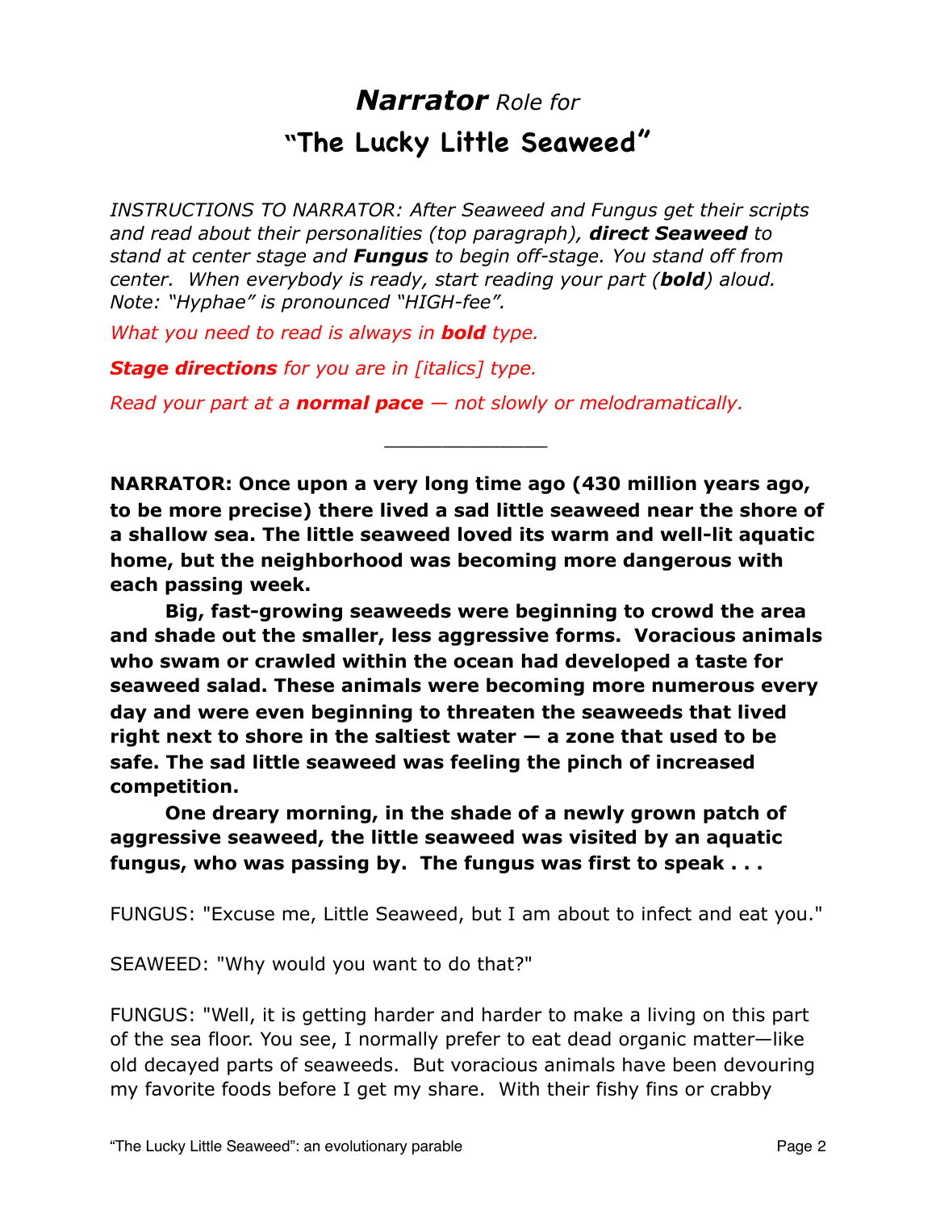# ***Narrator*** *Role for*
## "The Lucky Little Seaweed"

*INSTRUCTIONS TO NARRATOR: After Seaweed and Fungus get their scripts and read about their personalities (top paragraph), **direct Seaweed** to stand at center stage and **Fungus** to begin off-stage. You stand off from center. When everybody is ready, start reading your part (**bold**) aloud. Note: "Hyphae" is pronounced "HIGH-fee".*

*What you need to read is always in **bold** type.*

***Stage directions*** *for you are in [italics] type.*

*Read your part at a **normal pace** — not slowly or melodramatically.*

---

**NARRATOR: Once upon a very long time ago (430 million years ago, to be more precise) there lived a sad little seaweed near the shore of a shallow sea. The little seaweed loved its warm and well-lit aquatic home, but the neighborhood was becoming more dangerous with each passing week.**

**Big, fast-growing seaweeds were beginning to crowd the area and shade out the smaller, less aggressive forms. Voracious animals who swam or crawled within the ocean had developed a taste for seaweed salad. These animals were becoming more numerous every day and were even beginning to threaten the seaweeds that lived right next to shore in the saltiest water — a zone that used to be safe. The sad little seaweed was feeling the pinch of increased competition.**

**One dreary morning, in the shade of a newly grown patch of aggressive seaweed, the little seaweed was visited by an aquatic fungus, who was passing by. The fungus was first to speak . . .**

FUNGUS: "Excuse me, Little Seaweed, but I am about to infect and eat you."

SEAWEED: "Why would you want to do that?"

FUNGUS: "Well, it is getting harder and harder to make a living on this part of the sea floor. You see, I normally prefer to eat dead organic matter—like old decayed parts of seaweeds. But voracious animals have been devouring my favorite foods before I get my share. With their fishy fins or crabby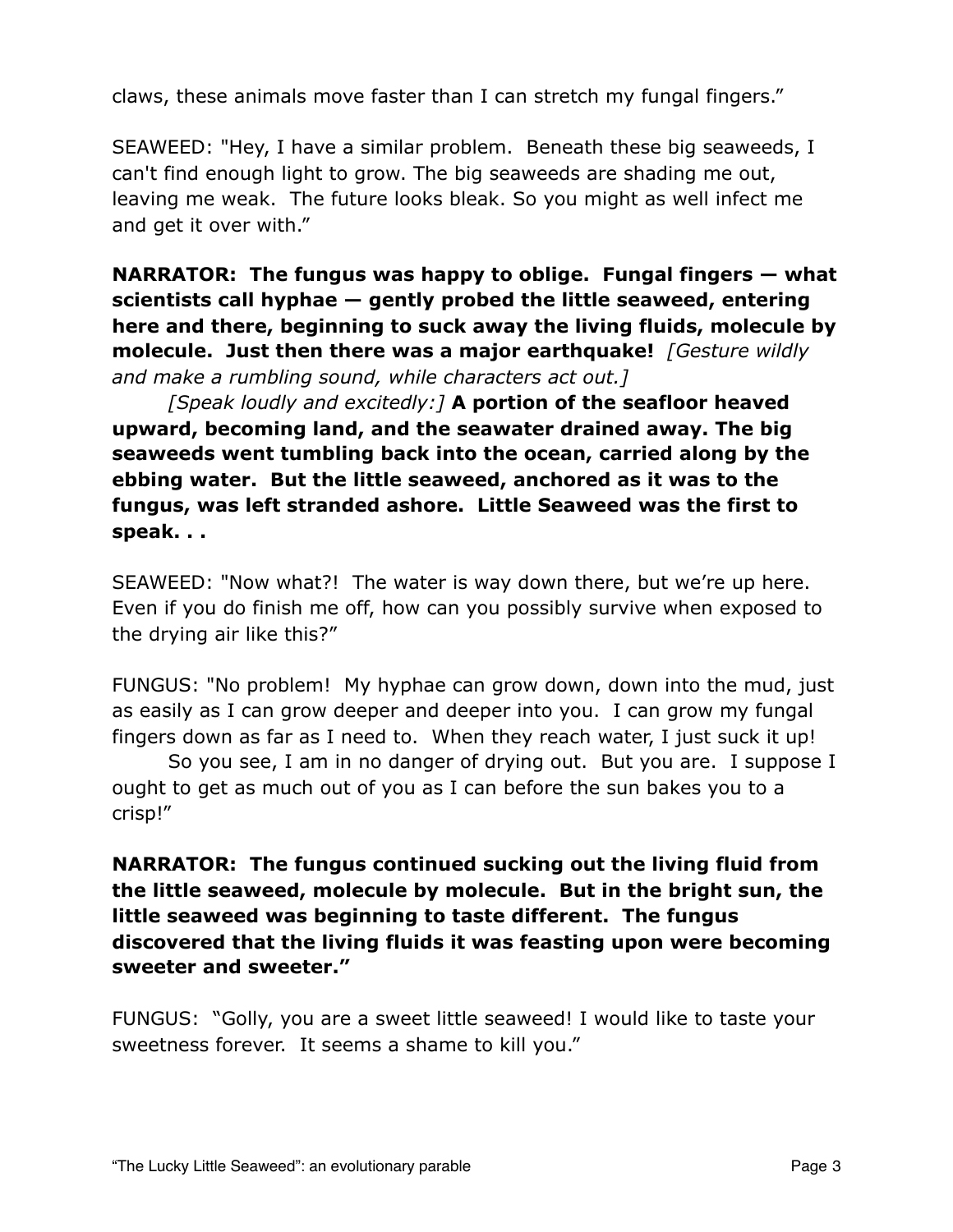claws, these animals move faster than I can stretch my fungal fingers."

SEAWEED: "Hey, I have a similar problem. Beneath these big seaweeds, I can't find enough light to grow. The big seaweeds are shading me out, leaving me weak. The future looks bleak. So you might as well infect me and get it over with."

**NARRATOR: The fungus was happy to oblige. Fungal fingers — what scientists call hyphae — gently probed the little seaweed, entering here and there, beginning to suck away the living fluids, molecule by molecule. Just then there was a major earthquake!** *[Gesture wildly and make a rumbling sound, while characters act out.]*

*[Speak loudly and excitedly:]* **A portion of the seafloor heaved upward, becoming land, and the seawater drained away. The big seaweeds went tumbling back into the ocean, carried along by the ebbing water. But the little seaweed, anchored as it was to the fungus, was left stranded ashore. Little Seaweed was the first to speak. . .**

SEAWEED: "Now what?! The water is way down there, but we're up here. Even if you do finish me off, how can you possibly survive when exposed to the drying air like this?"

FUNGUS: "No problem! My hyphae can grow down, down into the mud, just as easily as I can grow deeper and deeper into you. I can grow my fungal fingers down as far as I need to. When they reach water, I just suck it up!

So you see, I am in no danger of drying out. But you are. I suppose I ought to get as much out of you as I can before the sun bakes you to a crisp!"

**NARRATOR: The fungus continued sucking out the living fluid from the little seaweed, molecule by molecule. But in the bright sun, the little seaweed was beginning to taste different. The fungus discovered that the living fluids it was feasting upon were becoming sweeter and sweeter."**

FUNGUS: "Golly, you are a sweet little seaweed! I would like to taste your sweetness forever. It seems a shame to kill you."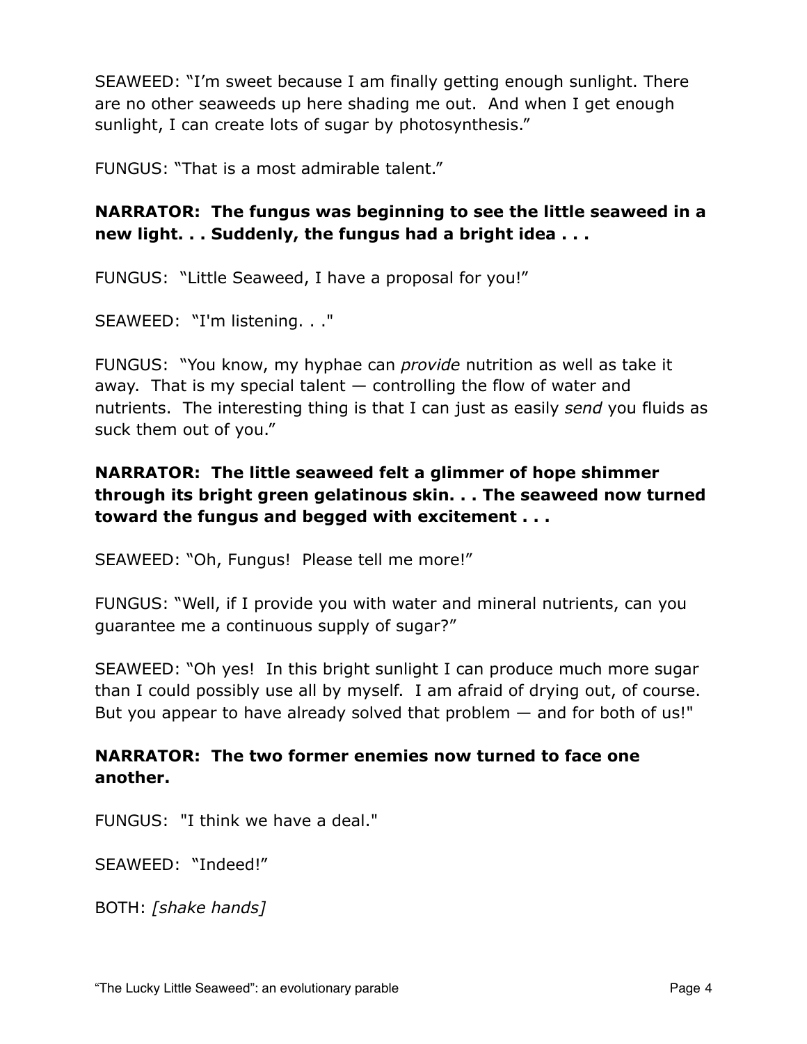SEAWEED: "I'm sweet because I am finally getting enough sunlight. There are no other seaweeds up here shading me out. And when I get enough sunlight, I can create lots of sugar by photosynthesis."

FUNGUS: "That is a most admirable talent."

**NARRATOR: The fungus was beginning to see the little seaweed in a new light. . . Suddenly, the fungus had a bright idea . . .**

FUNGUS: "Little Seaweed, I have a proposal for you!"

SEAWEED: "I'm listening. . ."

FUNGUS: "You know, my hyphae can *provide* nutrition as well as take it away. That is my special talent — controlling the flow of water and nutrients. The interesting thing is that I can just as easily *send* you fluids as suck them out of you."

**NARRATOR: The little seaweed felt a glimmer of hope shimmer through its bright green gelatinous skin. . . The seaweed now turned toward the fungus and begged with excitement . . .**

SEAWEED: "Oh, Fungus! Please tell me more!"

FUNGUS: "Well, if I provide you with water and mineral nutrients, can you guarantee me a continuous supply of sugar?"

SEAWEED: "Oh yes! In this bright sunlight I can produce much more sugar than I could possibly use all by myself. I am afraid of drying out, of course. But you appear to have already solved that problem — and for both of us!"

**NARRATOR: The two former enemies now turned to face one another.**

FUNGUS: "I think we have a deal."

SEAWEED: "Indeed!"

BOTH: *[shake hands]*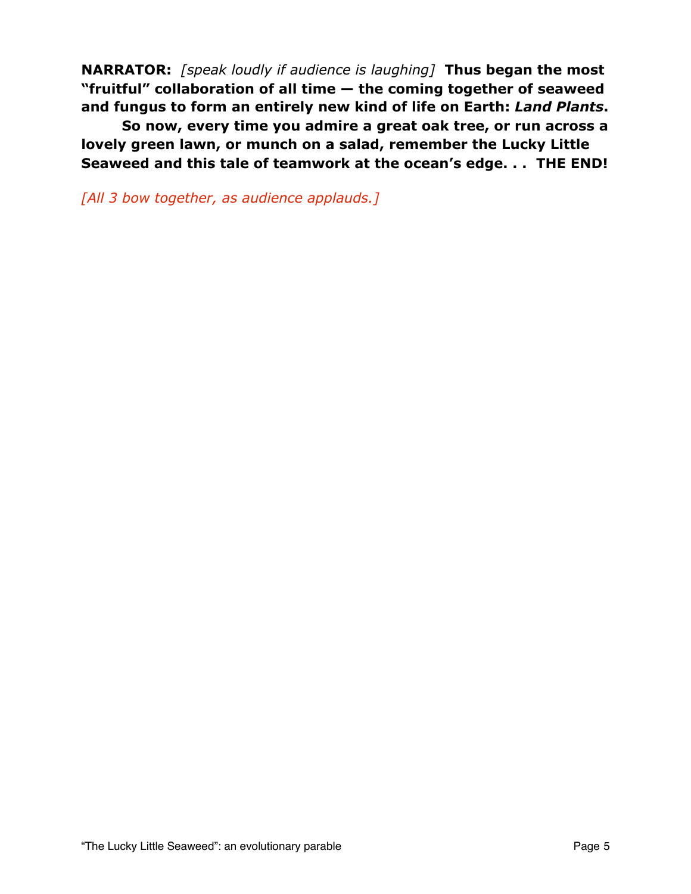**NARRATOR:** *[speak loudly if audience is laughing]* **Thus began the most "fruitful" collaboration of all time — the coming together of seaweed and fungus to form an entirely new kind of life on Earth: *Land Plants*.**

**So now, every time you admire a great oak tree, or run across a lovely green lawn, or munch on a salad, remember the Lucky Little Seaweed and this tale of teamwork at the ocean's edge. . . THE END!**

*[All 3 bow together, as audience applauds.]*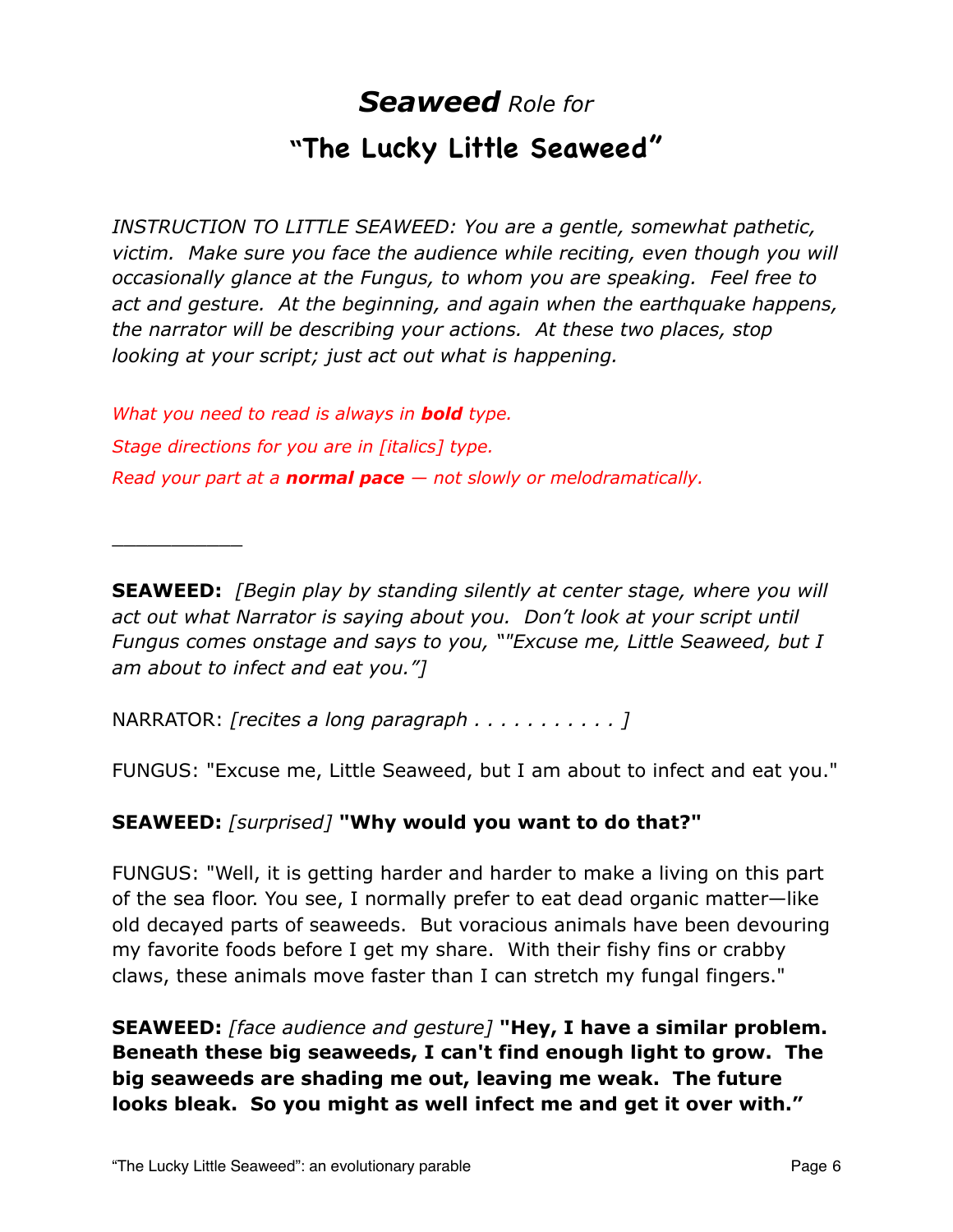# ***Seaweed*** *Role for* "The Lucky Little Seaweed"

*INSTRUCTION TO LITTLE SEAWEED: You are a gentle, somewhat pathetic, victim. Make sure you face the audience while reciting, even though you will occasionally glance at the Fungus, to whom you are speaking. Feel free to act and gesture. At the beginning, and again when the earthquake happens, the narrator will be describing your actions. At these two places, stop looking at your script; just act out what is happening.*

*What you need to read is always in **bold** type.*

*Stage directions for you are in [italics] type.*

*Read your part at a **normal pace** — not slowly or melodramatically.*

___________

**SEAWEED:** *[Begin play by standing silently at center stage, where you will act out what Narrator is saying about you. Don't look at your script until Fungus comes onstage and says to you, ""Excuse me, Little Seaweed, but I am about to infect and eat you."]*

NARRATOR: *[recites a long paragraph . . . . . . . . . . . ]*

FUNGUS: "Excuse me, Little Seaweed, but I am about to infect and eat you."

**SEAWEED:** *[surprised]* **"Why would you want to do that?"**

FUNGUS: "Well, it is getting harder and harder to make a living on this part of the sea floor. You see, I normally prefer to eat dead organic matter—like old decayed parts of seaweeds. But voracious animals have been devouring my favorite foods before I get my share. With their fishy fins or crabby claws, these animals move faster than I can stretch my fungal fingers."

**SEAWEED:** *[face audience and gesture]* **"Hey, I have a similar problem. Beneath these big seaweeds, I can't find enough light to grow. The big seaweeds are shading me out, leaving me weak. The future looks bleak. So you might as well infect me and get it over with."**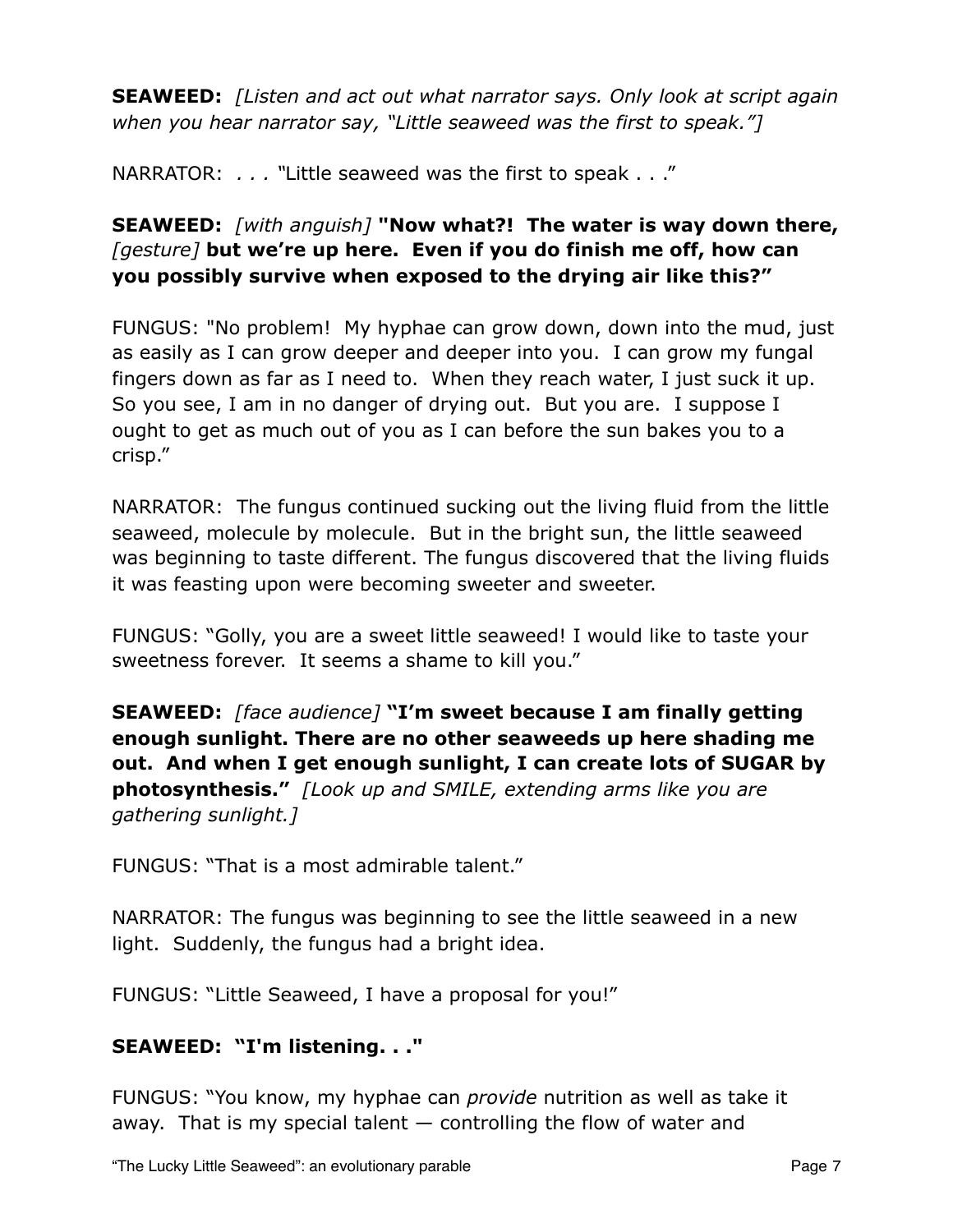**SEAWEED:** *[Listen and act out what narrator says. Only look at script again when you hear narrator say, "Little seaweed was the first to speak."]*

NARRATOR: *. . .* "Little seaweed was the first to speak . . ."

**SEAWEED:** *[with anguish]* **"Now what?! The water is way down there,** *[gesture]* **but we're up here. Even if you do finish me off, how can you possibly survive when exposed to the drying air like this?"**

FUNGUS: "No problem! My hyphae can grow down, down into the mud, just as easily as I can grow deeper and deeper into you. I can grow my fungal fingers down as far as I need to. When they reach water, I just suck it up. So you see, I am in no danger of drying out. But you are. I suppose I ought to get as much out of you as I can before the sun bakes you to a crisp."

NARRATOR: The fungus continued sucking out the living fluid from the little seaweed, molecule by molecule. But in the bright sun, the little seaweed was beginning to taste different. The fungus discovered that the living fluids it was feasting upon were becoming sweeter and sweeter.

FUNGUS: "Golly, you are a sweet little seaweed! I would like to taste your sweetness forever. It seems a shame to kill you."

**SEAWEED:** *[face audience]* **"I'm sweet because I am finally getting enough sunlight. There are no other seaweeds up here shading me out. And when I get enough sunlight, I can create lots of SUGAR by photosynthesis."** *[Look up and SMILE, extending arms like you are gathering sunlight.]*

FUNGUS: "That is a most admirable talent."

NARRATOR: The fungus was beginning to see the little seaweed in a new light. Suddenly, the fungus had a bright idea.

FUNGUS: "Little Seaweed, I have a proposal for you!"

**SEAWEED: "I'm listening. . ."**

FUNGUS: "You know, my hyphae can *provide* nutrition as well as take it away. That is my special talent — controlling the flow of water and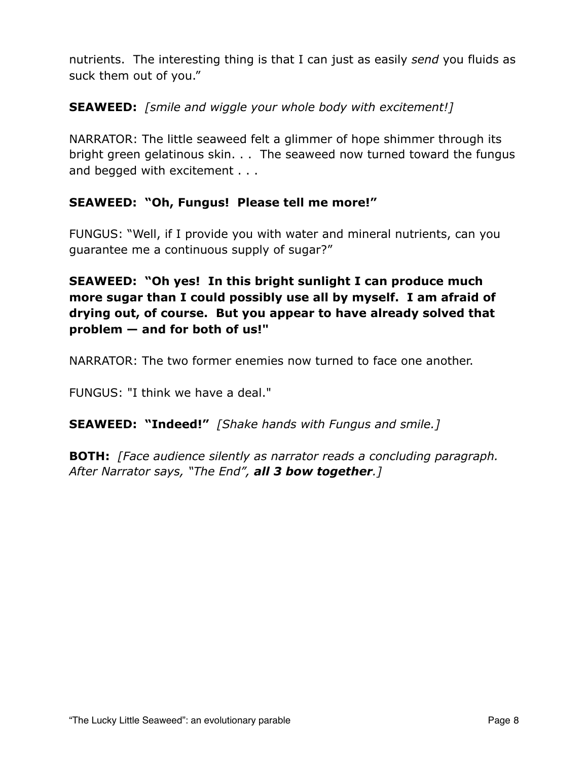nutrients. The interesting thing is that I can just as easily *send* you fluids as suck them out of you."

**SEAWEED:** *[smile and wiggle your whole body with excitement!]*

NARRATOR: The little seaweed felt a glimmer of hope shimmer through its bright green gelatinous skin. . . The seaweed now turned toward the fungus and begged with excitement . . .

**SEAWEED: "Oh, Fungus! Please tell me more!"**

FUNGUS: "Well, if I provide you with water and mineral nutrients, can you guarantee me a continuous supply of sugar?"

**SEAWEED: "Oh yes! In this bright sunlight I can produce much more sugar than I could possibly use all by myself. I am afraid of drying out, of course. But you appear to have already solved that problem — and for both of us!"**

NARRATOR: The two former enemies now turned to face one another.

FUNGUS: "I think we have a deal."

**SEAWEED: "Indeed!"** *[Shake hands with Fungus and smile.]*

**BOTH:** *[Face audience silently as narrator reads a concluding paragraph. After Narrator says, "The End", **all 3 bow together**.]*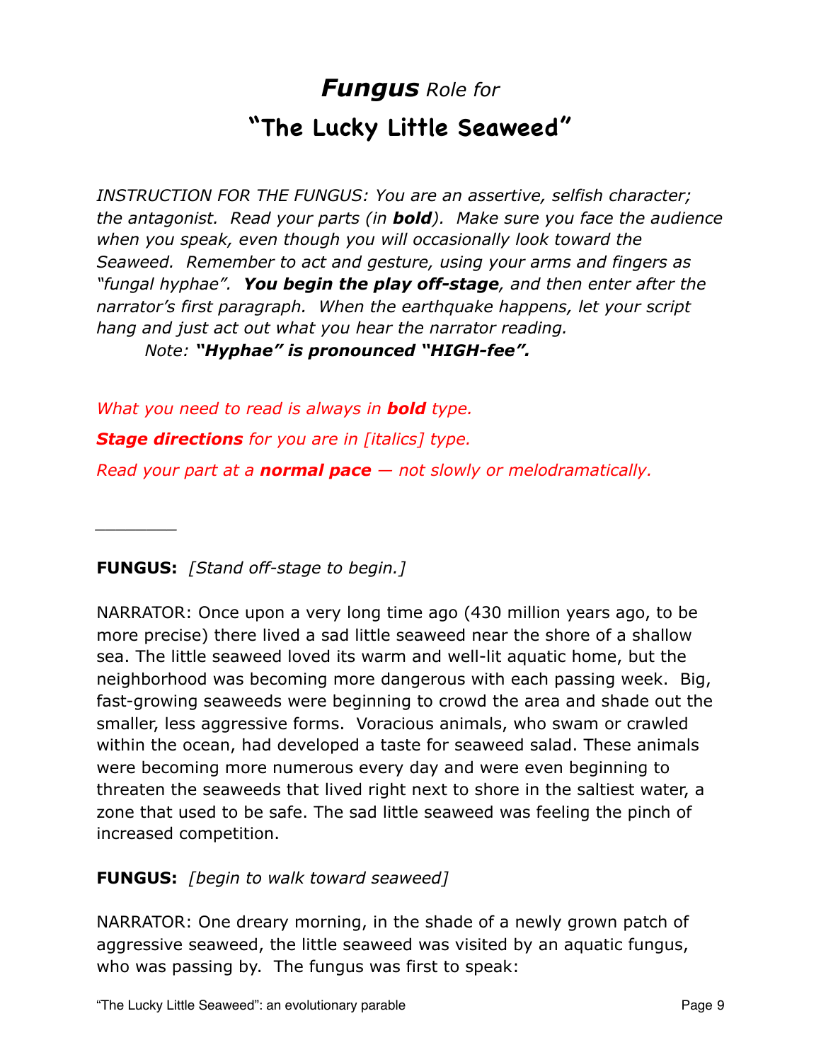# ***Fungus*** *Role for*

## "The Lucky Little Seaweed"

*INSTRUCTION FOR THE FUNGUS: You are an assertive, selfish character; the antagonist. Read your parts (in **bold**). Make sure you face the audience when you speak, even though you will occasionally look toward the Seaweed. Remember to act and gesture, using your arms and fingers as "fungal hyphae". **You begin the play off-stage**, and then enter after the narrator's first paragraph. When the earthquake happens, let your script hang and just act out what you hear the narrator reading.*

*Note: **"Hyphae" is pronounced "HIGH-fee".***

*What you need to read is always in **bold** type.*

***Stage directions** for you are in [italics] type.*

*Read your part at a **normal pace** — not slowly or melodramatically.*

________

**FUNGUS:** *[Stand off-stage to begin.]*

NARRATOR: Once upon a very long time ago (430 million years ago, to be more precise) there lived a sad little seaweed near the shore of a shallow sea. The little seaweed loved its warm and well-lit aquatic home, but the neighborhood was becoming more dangerous with each passing week. Big, fast-growing seaweeds were beginning to crowd the area and shade out the smaller, less aggressive forms. Voracious animals, who swam or crawled within the ocean, had developed a taste for seaweed salad. These animals were becoming more numerous every day and were even beginning to threaten the seaweeds that lived right next to shore in the saltiest water, a zone that used to be safe. The sad little seaweed was feeling the pinch of increased competition.

**FUNGUS:** *[begin to walk toward seaweed]*

NARRATOR: One dreary morning, in the shade of a newly grown patch of aggressive seaweed, the little seaweed was visited by an aquatic fungus, who was passing by. The fungus was first to speak: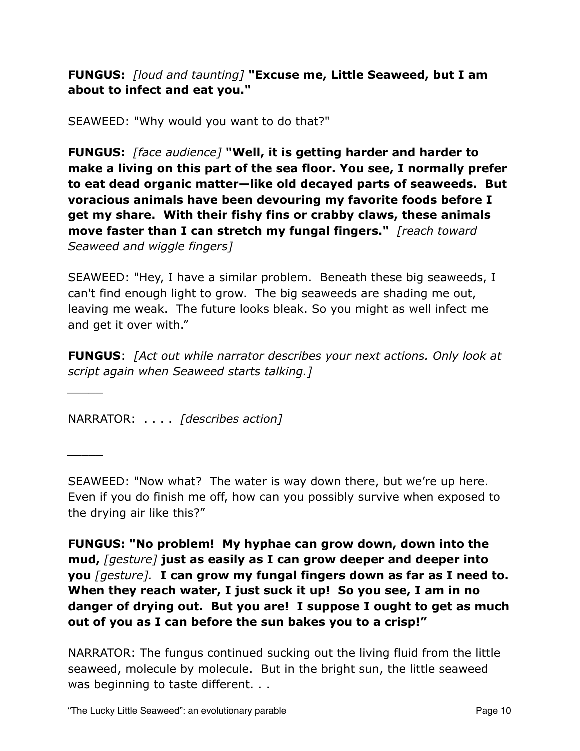**FUNGUS:** *[loud and taunting]* **"Excuse me, Little Seaweed, but I am about to infect and eat you."**

SEAWEED: "Why would you want to do that?"

**FUNGUS:** *[face audience]* **"Well, it is getting harder and harder to make a living on this part of the sea floor. You see, I normally prefer to eat dead organic matter—like old decayed parts of seaweeds. But voracious animals have been devouring my favorite foods before I get my share. With their fishy fins or crabby claws, these animals move faster than I can stretch my fungal fingers."** *[reach toward Seaweed and wiggle fingers]*

SEAWEED: "Hey, I have a similar problem. Beneath these big seaweeds, I can't find enough light to grow. The big seaweeds are shading me out, leaving me weak. The future looks bleak. So you might as well infect me and get it over with."

**FUNGUS**: *[Act out while narrator describes your next actions. Only look at script again when Seaweed starts talking.]*

_____

NARRATOR: . . . . *[describes action]*

_____

SEAWEED: "Now what? The water is way down there, but we're up here. Even if you do finish me off, how can you possibly survive when exposed to the drying air like this?"

**FUNGUS: "No problem! My hyphae can grow down, down into the mud,** *[gesture]* **just as easily as I can grow deeper and deeper into you** *[gesture].* **I can grow my fungal fingers down as far as I need to. When they reach water, I just suck it up! So you see, I am in no danger of drying out. But you are! I suppose I ought to get as much out of you as I can before the sun bakes you to a crisp!"**

NARRATOR: The fungus continued sucking out the living fluid from the little seaweed, molecule by molecule. But in the bright sun, the little seaweed was beginning to taste different. . .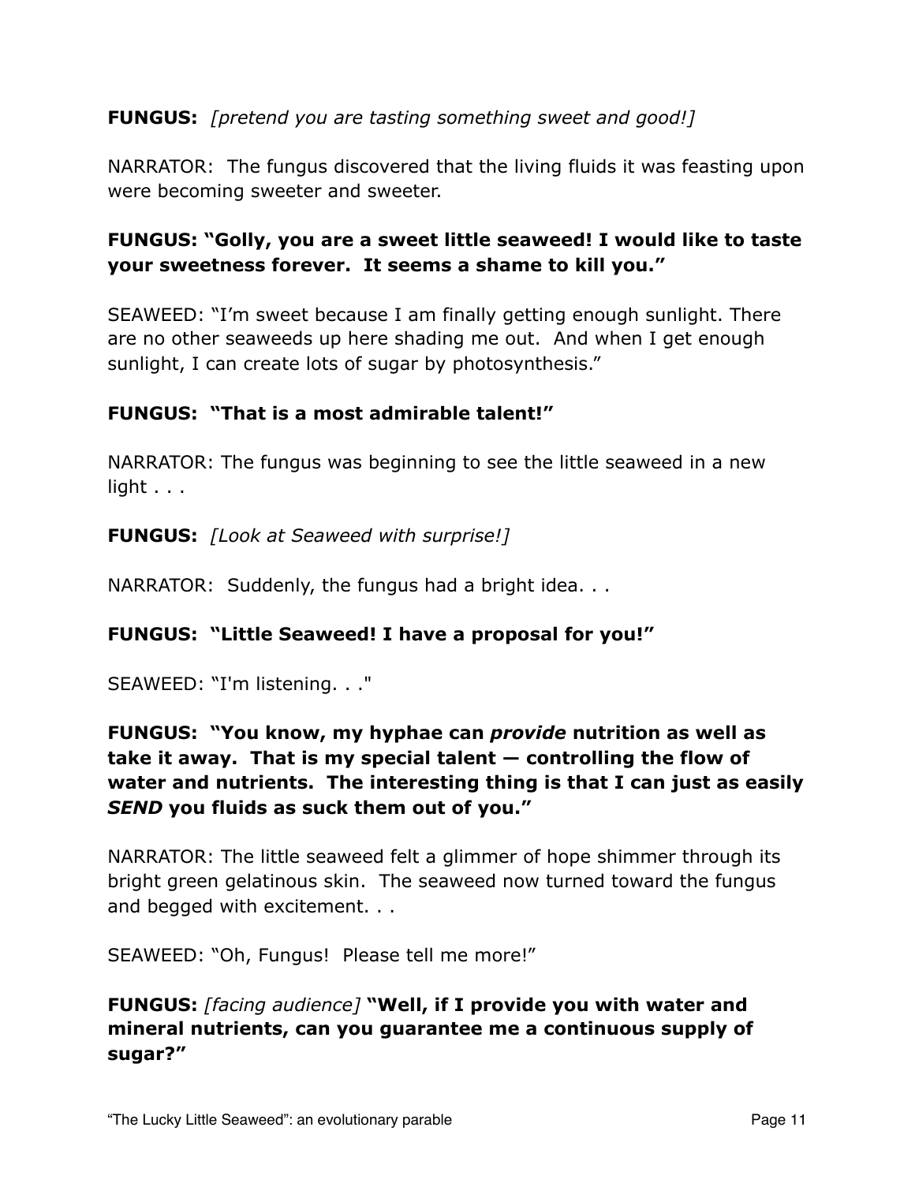**FUNGUS:** *[pretend you are tasting something sweet and good!]*

NARRATOR: The fungus discovered that the living fluids it was feasting upon were becoming sweeter and sweeter.

**FUNGUS: "Golly, you are a sweet little seaweed! I would like to taste your sweetness forever. It seems a shame to kill you."**

SEAWEED: "I'm sweet because I am finally getting enough sunlight. There are no other seaweeds up here shading me out. And when I get enough sunlight, I can create lots of sugar by photosynthesis."

**FUNGUS: "That is a most admirable talent!"**

NARRATOR: The fungus was beginning to see the little seaweed in a new light . . .

**FUNGUS:** *[Look at Seaweed with surprise!]*

NARRATOR: Suddenly, the fungus had a bright idea. . .

**FUNGUS: "Little Seaweed! I have a proposal for you!"**

SEAWEED: "I'm listening. . ."

**FUNGUS: "You know, my hyphae can *provide* nutrition as well as take it away. That is my special talent — controlling the flow of water and nutrients. The interesting thing is that I can just as easily *SEND* you fluids as suck them out of you."**

NARRATOR: The little seaweed felt a glimmer of hope shimmer through its bright green gelatinous skin. The seaweed now turned toward the fungus and begged with excitement. . .

SEAWEED: "Oh, Fungus! Please tell me more!"

**FUNGUS:** *[facing audience]* **"Well, if I provide you with water and mineral nutrients, can you guarantee me a continuous supply of sugar?"**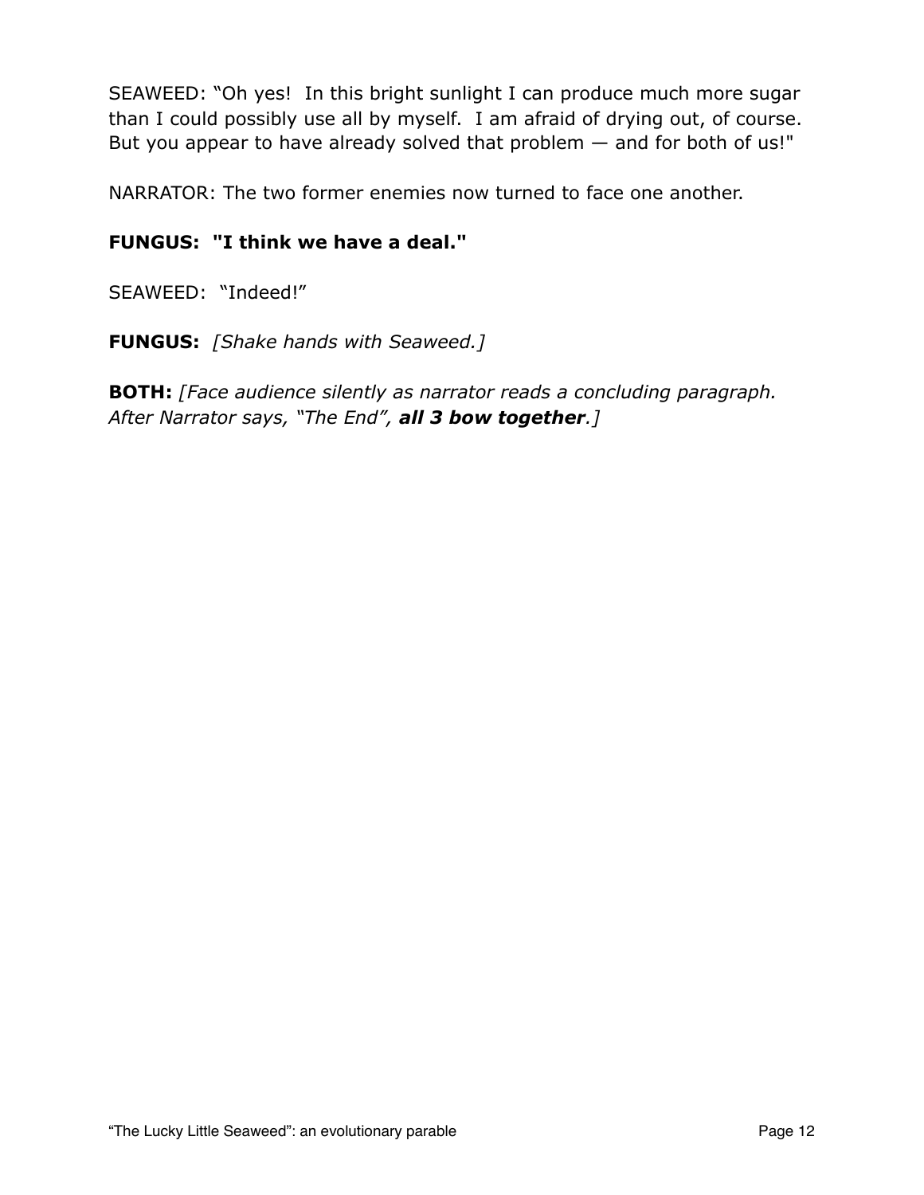SEAWEED: “Oh yes!  In this bright sunlight I can produce much more sugar than I could possibly use all by myself.  I am afraid of drying out, of course.  But you appear to have already solved that problem — and for both of us!"

NARRATOR: The two former enemies now turned to face one another.

**FUNGUS:  "I think we have a deal."**

SEAWEED:  “Indeed!”

**FUNGUS:**  *[Shake hands with Seaweed.]*

**BOTH:** *[Face audience silently as narrator reads a concluding paragraph. After Narrator says, “The End”, **all 3 bow together**.]*